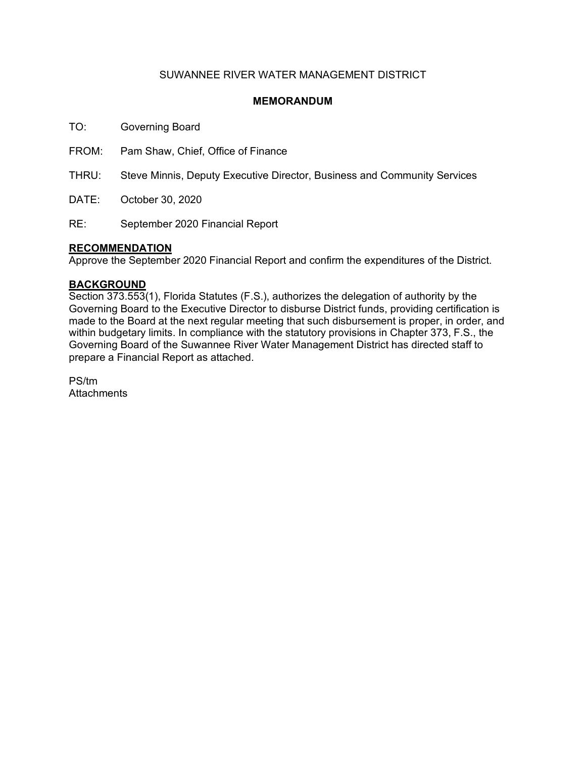SUWANNEE RIVER WATER MANAGEMENT DISTRICT

**MEMORANDUM**

TO: Governing Board

FROM: Pam Shaw, Chief, Office of Finance

THRU: Steve Minnis, Deputy Executive Director, Business and Community Services

DATE: October 30, 2020

RE: September 2020 Financial Report

## RECOMMENDATION

Approve the September 2020 Financial Report and confirm the expenditures of the District.

## BACKGROUND

Section 373.553(1), Florida Statutes (F.S.), authorizes the delegation of authority by the Governing Board to the Executive Director to disburse District funds, providing certification is made to the Board at the next regular meeting that such disbursement is proper, in order, and within budgetary limits. In compliance with the statutory provisions in Chapter 373, F.S., the Governing Board of the Suwannee River Water Management District has directed staff to prepare a Financial Report as attached.

PS/tm
Attachments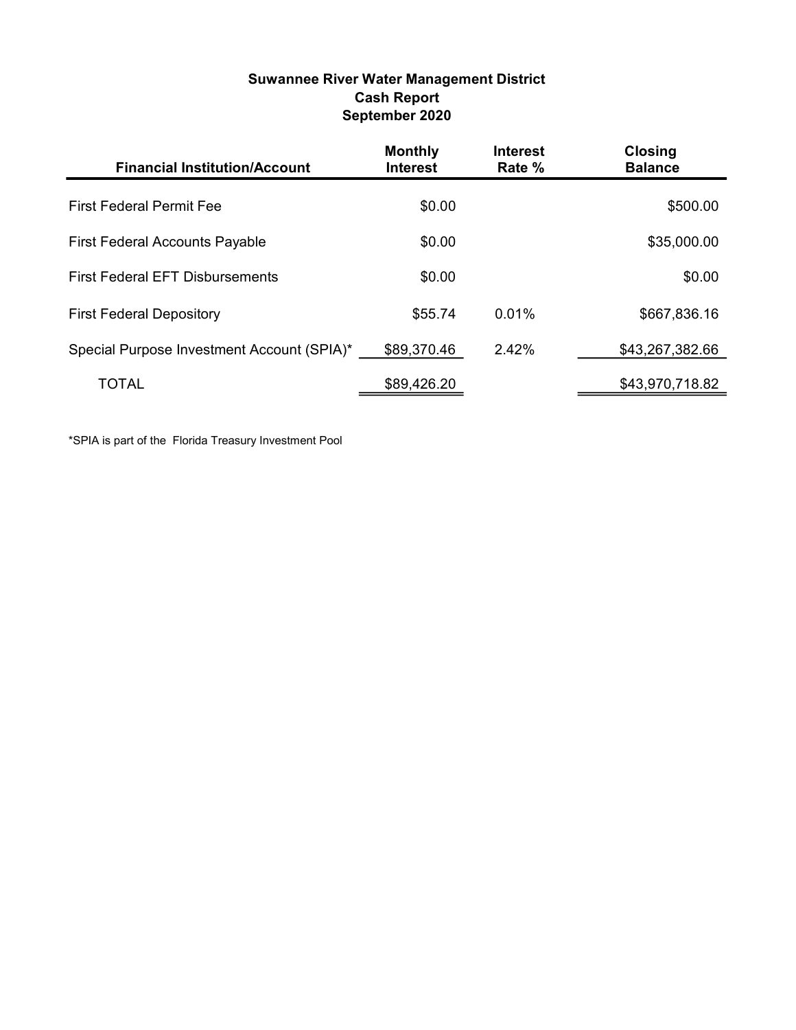**Suwannee River Water Management District**
**Cash Report**
**September 2020**

| Financial Institution/Account | Monthly Interest | Interest Rate % | Closing Balance |
|---|---|---|---|
| First Federal Permit Fee | $0.00 | | $500.00 |
| First Federal Accounts Payable | $0.00 | | $35,000.00 |
| First Federal EFT Disbursements | $0.00 | | $0.00 |
| First Federal Depository | $55.74 | 0.01% | $667,836.16 |
| Special Purpose Investment Account (SPIA)* | $89,370.46 | 2.42% | $43,267,382.66 |
| TOTAL | $89,426.20 | | $43,970,718.82 |

*SPIA is part of the Florida Treasury Investment Pool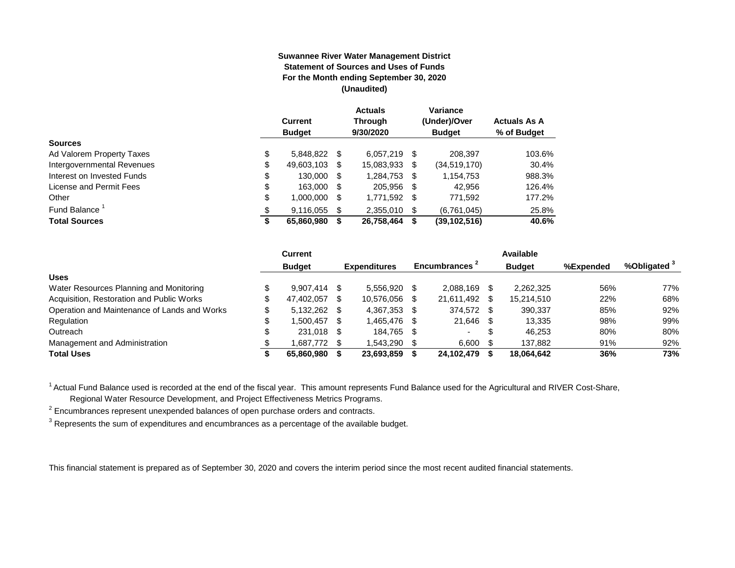**Suwannee River Water Management District**
**Statement of Sources and Uses of Funds**
**For the Month ending September 30, 2020**
**(Unaudited)**

| | Current Budget | Actuals Through 9/30/2020 | Variance (Under)/Over Budget | Actuals As A % of Budget |
|---|---|---|---|---|
| **Sources** | | | | |
| Ad Valorem Property Taxes | $ 5,848,822 | $ 6,057,219 | $ 208,397 | 103.6% |
| Intergovernmental Revenues | $ 49,603,103 | $ 15,083,933 | $ (34,519,170) | 30.4% |
| Interest on Invested Funds | $ 130,000 | $ 1,284,753 | $ 1,154,753 | 988.3% |
| License and Permit Fees | $ 163,000 | $ 205,956 | $ 42,956 | 126.4% |
| Other | $ 1,000,000 | $ 1,771,592 | $ 771,592 | 177.2% |
| Fund Balance [1] | $ 9,116,055 | $ 2,355,010 | $ (6,761,045) | 25.8% |
| **Total Sources** | **$ 65,860,980** | **$ 26,758,464** | **$ (39,102,516)** | **40.6%** |

| | Current Budget | Expenditures | Encumbrances [2] | Available Budget | %Expended | %Obligated [3] |
|---|---|---|---|---|---|---|
| **Uses** | | | | | | |
| Water Resources Planning and Monitoring | $ 9,907,414 | $ 5,556,920 | $ 2,088,169 | $ 2,262,325 | 56% | 77% |
| Acquisition, Restoration and Public Works | $ 47,402,057 | $ 10,576,056 | $ 21,611,492 | $ 15,214,510 | 22% | 68% |
| Operation and Maintenance of Lands and Works | $ 5,132,262 | $ 4,367,353 | $ 374,572 | $ 390,337 | 85% | 92% |
| Regulation | $ 1,500,457 | $ 1,465,476 | $ 21,646 | $ 13,335 | 98% | 99% |
| Outreach | $ 231,018 | $ 184,765 | $ - | $ 46,253 | 80% | 80% |
| Management and Administration | $ 1,687,772 | $ 1,543,290 | $ 6,600 | $ 137,882 | 91% | 92% |
| **Total Uses** | **$ 65,860,980** | **$ 23,693,859** | **$ 24,102,479** | **$ 18,064,642** | **36%** | **73%** |

[1] Actual Fund Balance used is recorded at the end of the fiscal year. This amount represents Fund Balance used for the Agricultural and RIVER Cost-Share, Regional Water Resource Development, and Project Effectiveness Metrics Programs.

[2] Encumbrances represent unexpended balances of open purchase orders and contracts.

[3] Represents the sum of expenditures and encumbrances as a percentage of the available budget.

This financial statement is prepared as of September 30, 2020 and covers the interim period since the most recent audited financial statements.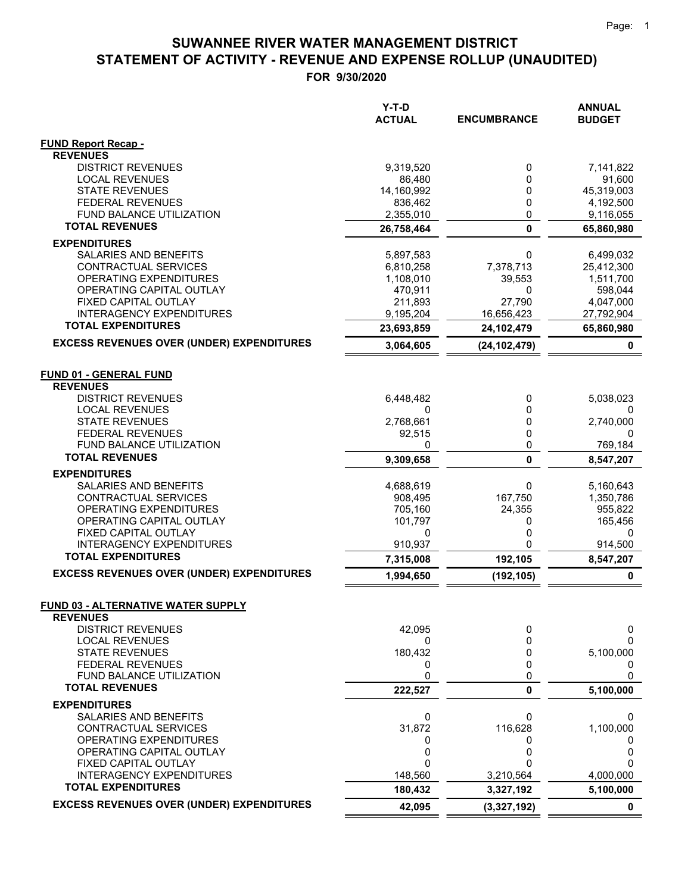# SUWANNEE RIVER WATER MANAGEMENT DISTRICT
## STATEMENT OF ACTIVITY - REVENUE AND EXPENSE ROLLUP (UNAUDITED)
### FOR 9/30/2020

| | Y-T-D ACTUAL | ENCUMBRANCE | ANNUAL BUDGET |
|---|---|---|---|
| **FUND Report Recap -** | | | |
| **REVENUES** | | | |
| DISTRICT REVENUES | 9,319,520 | 0 | 7,141,822 |
| LOCAL REVENUES | 86,480 | 0 | 91,600 |
| STATE REVENUES | 14,160,992 | 0 | 45,319,003 |
| FEDERAL REVENUES | 836,462 | 0 | 4,192,500 |
| FUND BALANCE UTILIZATION | 2,355,010 | 0 | 9,116,055 |
| **TOTAL REVENUES** | **26,758,464** | **0** | **65,860,980** |
| **EXPENDITURES** | | | |
| SALARIES AND BENEFITS | 5,897,583 | 0 | 6,499,032 |
| CONTRACTUAL SERVICES | 6,810,258 | 7,378,713 | 25,412,300 |
| OPERATING EXPENDITURES | 1,108,010 | 39,553 | 1,511,700 |
| OPERATING CAPITAL OUTLAY | 470,911 | 0 | 598,044 |
| FIXED CAPITAL OUTLAY | 211,893 | 27,790 | 4,047,000 |
| INTERAGENCY EXPENDITURES | 9,195,204 | 16,656,423 | 27,792,904 |
| **TOTAL EXPENDITURES** | **23,693,859** | **24,102,479** | **65,860,980** |
| **EXCESS REVENUES OVER (UNDER) EXPENDITURES** | **3,064,605** | **(24,102,479)** | **0** |
| | | | |
| **FUND 01 - GENERAL FUND** | | | |
| **REVENUES** | | | |
| DISTRICT REVENUES | 6,448,482 | 0 | 5,038,023 |
| LOCAL REVENUES | 0 | 0 | 0 |
| STATE REVENUES | 2,768,661 | 0 | 2,740,000 |
| FEDERAL REVENUES | 92,515 | 0 | 0 |
| FUND BALANCE UTILIZATION | 0 | 0 | 769,184 |
| **TOTAL REVENUES** | **9,309,658** | **0** | **8,547,207** |
| **EXPENDITURES** | | | |
| SALARIES AND BENEFITS | 4,688,619 | 0 | 5,160,643 |
| CONTRACTUAL SERVICES | 908,495 | 167,750 | 1,350,786 |
| OPERATING EXPENDITURES | 705,160 | 24,355 | 955,822 |
| OPERATING CAPITAL OUTLAY | 101,797 | 0 | 165,456 |
| FIXED CAPITAL OUTLAY | 0 | 0 | 0 |
| INTERAGENCY EXPENDITURES | 910,937 | 0 | 914,500 |
| **TOTAL EXPENDITURES** | **7,315,008** | **192,105** | **8,547,207** |
| **EXCESS REVENUES OVER (UNDER) EXPENDITURES** | **1,994,650** | **(192,105)** | **0** |
| | | | |
| **FUND 03 - ALTERNATIVE WATER SUPPLY** | | | |
| **REVENUES** | | | |
| DISTRICT REVENUES | 42,095 | 0 | 0 |
| LOCAL REVENUES | 0 | 0 | 0 |
| STATE REVENUES | 180,432 | 0 | 5,100,000 |
| FEDERAL REVENUES | 0 | 0 | 0 |
| FUND BALANCE UTILIZATION | 0 | 0 | 0 |
| **TOTAL REVENUES** | **222,527** | **0** | **5,100,000** |
| **EXPENDITURES** | | | |
| SALARIES AND BENEFITS | 0 | 0 | 0 |
| CONTRACTUAL SERVICES | 31,872 | 116,628 | 1,100,000 |
| OPERATING EXPENDITURES | 0 | 0 | 0 |
| OPERATING CAPITAL OUTLAY | 0 | 0 | 0 |
| FIXED CAPITAL OUTLAY | 0 | 0 | 0 |
| INTERAGENCY EXPENDITURES | 148,560 | 3,210,564 | 4,000,000 |
| **TOTAL EXPENDITURES** | **180,432** | **3,327,192** | **5,100,000** |
| **EXCESS REVENUES OVER (UNDER) EXPENDITURES** | **42,095** | **(3,327,192)** | **0** |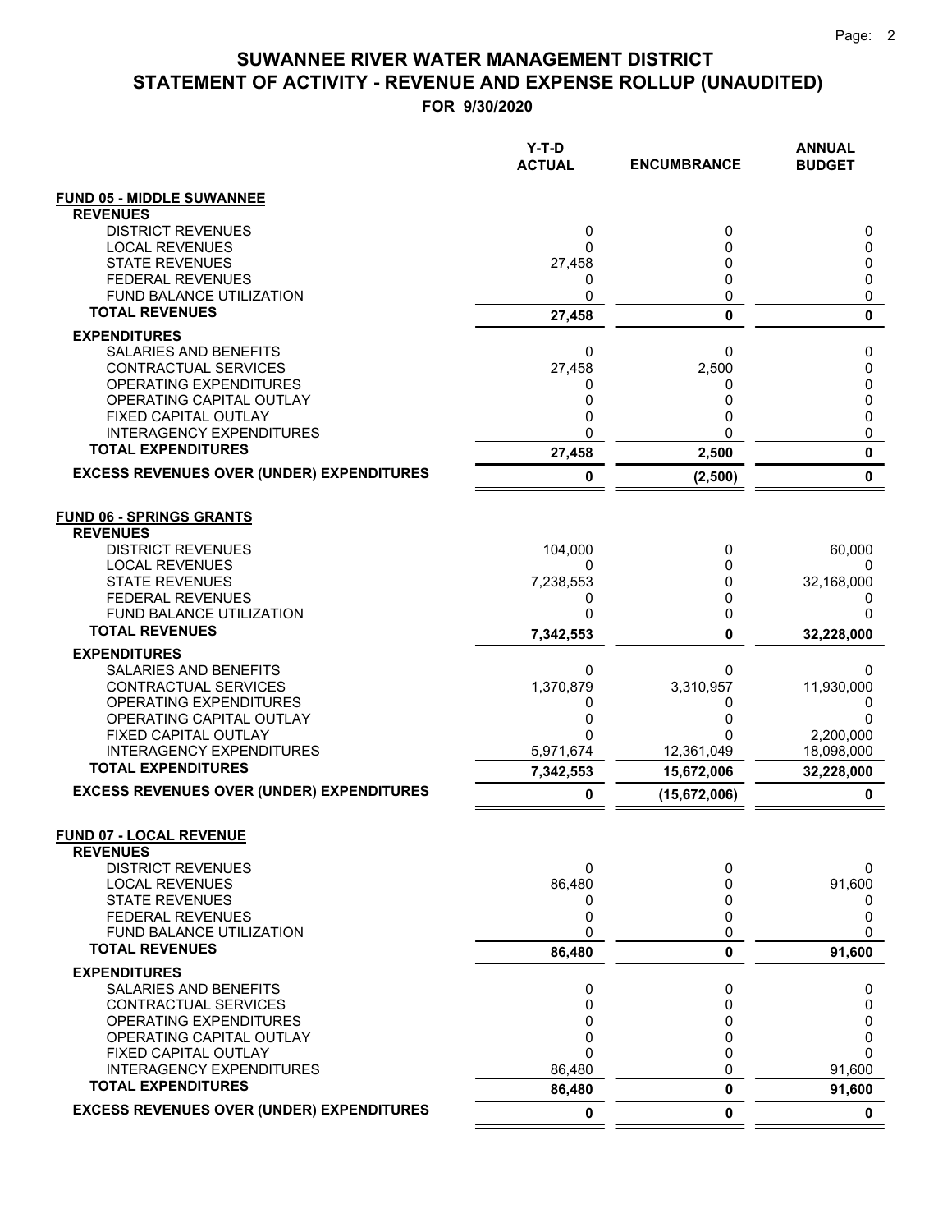# SUWANNEE RIVER WATER MANAGEMENT DISTRICT
## STATEMENT OF ACTIVITY - REVENUE AND EXPENSE ROLLUP (UNAUDITED)
### FOR 9/30/2020

| | Y-T-D ACTUAL | ENCUMBRANCE | ANNUAL BUDGET |
|---|---|---|---|
| **FUND 05 - MIDDLE SUWANNEE** | | | |
| **REVENUES** | | | |
| DISTRICT REVENUES | 0 | 0 | 0 |
| LOCAL REVENUES | 0 | 0 | 0 |
| STATE REVENUES | 27,458 | 0 | 0 |
| FEDERAL REVENUES | 0 | 0 | 0 |
| FUND BALANCE UTILIZATION | 0 | 0 | 0 |
| **TOTAL REVENUES** | **27,458** | **0** | **0** |
| **EXPENDITURES** | | | |
| SALARIES AND BENEFITS | 0 | 0 | 0 |
| CONTRACTUAL SERVICES | 27,458 | 2,500 | 0 |
| OPERATING EXPENDITURES | 0 | 0 | 0 |
| OPERATING CAPITAL OUTLAY | 0 | 0 | 0 |
| FIXED CAPITAL OUTLAY | 0 | 0 | 0 |
| INTERAGENCY EXPENDITURES | 0 | 0 | 0 |
| **TOTAL EXPENDITURES** | **27,458** | **2,500** | **0** |
| **EXCESS REVENUES OVER (UNDER) EXPENDITURES** | **0** | **(2,500)** | **0** |
| **FUND 06 - SPRINGS GRANTS** | | | |
| **REVENUES** | | | |
| DISTRICT REVENUES | 104,000 | 0 | 60,000 |
| LOCAL REVENUES | 0 | 0 | 0 |
| STATE REVENUES | 7,238,553 | 0 | 32,168,000 |
| FEDERAL REVENUES | 0 | 0 | 0 |
| FUND BALANCE UTILIZATION | 0 | 0 | 0 |
| **TOTAL REVENUES** | **7,342,553** | **0** | **32,228,000** |
| **EXPENDITURES** | | | |
| SALARIES AND BENEFITS | 0 | 0 | 0 |
| CONTRACTUAL SERVICES | 1,370,879 | 3,310,957 | 11,930,000 |
| OPERATING EXPENDITURES | 0 | 0 | 0 |
| OPERATING CAPITAL OUTLAY | 0 | 0 | 0 |
| FIXED CAPITAL OUTLAY | 0 | 0 | 2,200,000 |
| INTERAGENCY EXPENDITURES | 5,971,674 | 12,361,049 | 18,098,000 |
| **TOTAL EXPENDITURES** | **7,342,553** | **15,672,006** | **32,228,000** |
| **EXCESS REVENUES OVER (UNDER) EXPENDITURES** | **0** | **(15,672,006)** | **0** |
| **FUND 07 - LOCAL REVENUE** | | | |
| **REVENUES** | | | |
| DISTRICT REVENUES | 0 | 0 | 0 |
| LOCAL REVENUES | 86,480 | 0 | 91,600 |
| STATE REVENUES | 0 | 0 | 0 |
| FEDERAL REVENUES | 0 | 0 | 0 |
| FUND BALANCE UTILIZATION | 0 | 0 | 0 |
| **TOTAL REVENUES** | **86,480** | **0** | **91,600** |
| **EXPENDITURES** | | | |
| SALARIES AND BENEFITS | 0 | 0 | 0 |
| CONTRACTUAL SERVICES | 0 | 0 | 0 |
| OPERATING EXPENDITURES | 0 | 0 | 0 |
| OPERATING CAPITAL OUTLAY | 0 | 0 | 0 |
| FIXED CAPITAL OUTLAY | 0 | 0 | 0 |
| INTERAGENCY EXPENDITURES | 86,480 | 0 | 91,600 |
| **TOTAL EXPENDITURES** | **86,480** | **0** | **91,600** |
| **EXCESS REVENUES OVER (UNDER) EXPENDITURES** | **0** | **0** | **0** |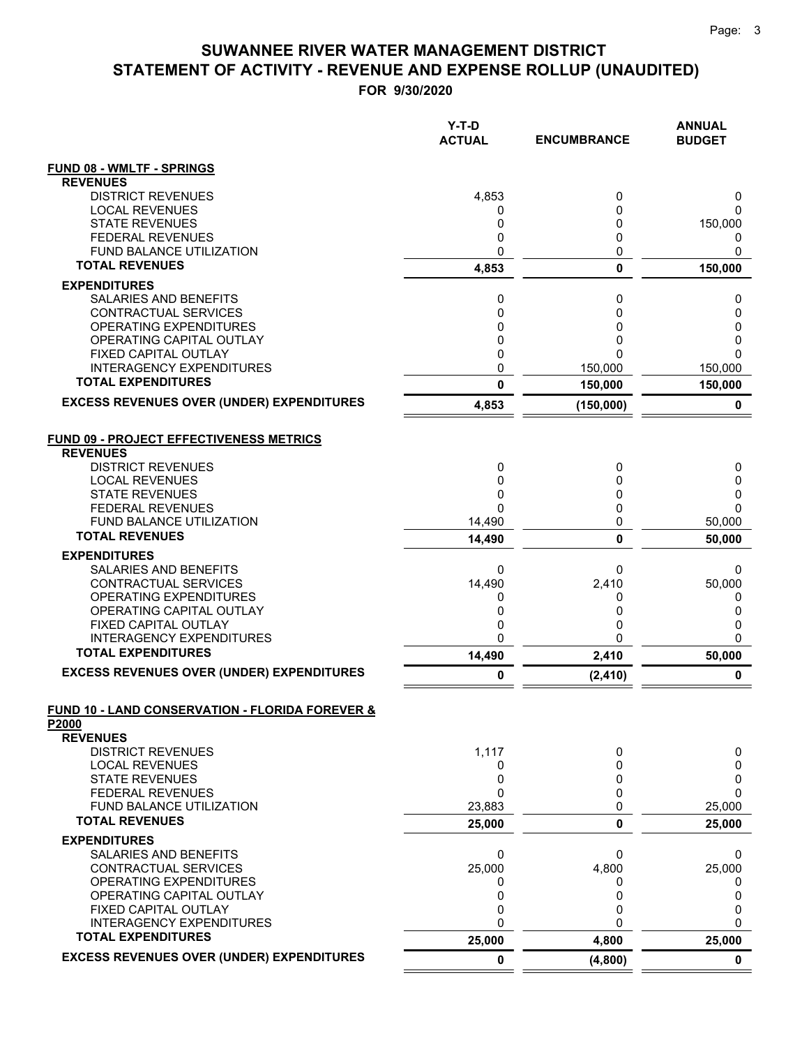# SUWANNEE RIVER WATER MANAGEMENT DISTRICT
## STATEMENT OF ACTIVITY - REVENUE AND EXPENSE ROLLUP (UNAUDITED)
### FOR 9/30/2020

| | Y-T-D ACTUAL | ENCUMBRANCE | ANNUAL BUDGET |
|---|---|---|---|
| **FUND 08 - WMLTF - SPRINGS** | | | |
| **REVENUES** | | | |
| DISTRICT REVENUES | 4,853 | 0 | 0 |
| LOCAL REVENUES | 0 | 0 | 0 |
| STATE REVENUES | 0 | 0 | 150,000 |
| FEDERAL REVENUES | 0 | 0 | 0 |
| FUND BALANCE UTILIZATION | 0 | 0 | 0 |
| **TOTAL REVENUES** | **4,853** | **0** | **150,000** |
| **EXPENDITURES** | | | |
| SALARIES AND BENEFITS | 0 | 0 | 0 |
| CONTRACTUAL SERVICES | 0 | 0 | 0 |
| OPERATING EXPENDITURES | 0 | 0 | 0 |
| OPERATING CAPITAL OUTLAY | 0 | 0 | 0 |
| FIXED CAPITAL OUTLAY | 0 | 0 | 0 |
| INTERAGENCY EXPENDITURES | 0 | 150,000 | 150,000 |
| **TOTAL EXPENDITURES** | **0** | **150,000** | **150,000** |
| **EXCESS REVENUES OVER (UNDER) EXPENDITURES** | **4,853** | **(150,000)** | **0** |
| **FUND 09 - PROJECT EFFECTIVENESS METRICS** | | | |
| **REVENUES** | | | |
| DISTRICT REVENUES | 0 | 0 | 0 |
| LOCAL REVENUES | 0 | 0 | 0 |
| STATE REVENUES | 0 | 0 | 0 |
| FEDERAL REVENUES | 0 | 0 | 0 |
| FUND BALANCE UTILIZATION | 14,490 | 0 | 50,000 |
| **TOTAL REVENUES** | **14,490** | **0** | **50,000** |
| **EXPENDITURES** | | | |
| SALARIES AND BENEFITS | 0 | 0 | 0 |
| CONTRACTUAL SERVICES | 14,490 | 2,410 | 50,000 |
| OPERATING EXPENDITURES | 0 | 0 | 0 |
| OPERATING CAPITAL OUTLAY | 0 | 0 | 0 |
| FIXED CAPITAL OUTLAY | 0 | 0 | 0 |
| INTERAGENCY EXPENDITURES | 0 | 0 | 0 |
| **TOTAL EXPENDITURES** | **14,490** | **2,410** | **50,000** |
| **EXCESS REVENUES OVER (UNDER) EXPENDITURES** | **0** | **(2,410)** | **0** |
| **FUND 10 - LAND CONSERVATION - FLORIDA FOREVER & P2000** | | | |
| **REVENUES** | | | |
| DISTRICT REVENUES | 1,117 | 0 | 0 |
| LOCAL REVENUES | 0 | 0 | 0 |
| STATE REVENUES | 0 | 0 | 0 |
| FEDERAL REVENUES | 0 | 0 | 0 |
| FUND BALANCE UTILIZATION | 23,883 | 0 | 25,000 |
| **TOTAL REVENUES** | **25,000** | **0** | **25,000** |
| **EXPENDITURES** | | | |
| SALARIES AND BENEFITS | 0 | 0 | 0 |
| CONTRACTUAL SERVICES | 25,000 | 4,800 | 25,000 |
| OPERATING EXPENDITURES | 0 | 0 | 0 |
| OPERATING CAPITAL OUTLAY | 0 | 0 | 0 |
| FIXED CAPITAL OUTLAY | 0 | 0 | 0 |
| INTERAGENCY EXPENDITURES | 0 | 0 | 0 |
| **TOTAL EXPENDITURES** | **25,000** | **4,800** | **25,000** |
| **EXCESS REVENUES OVER (UNDER) EXPENDITURES** | **0** | **(4,800)** | **0** |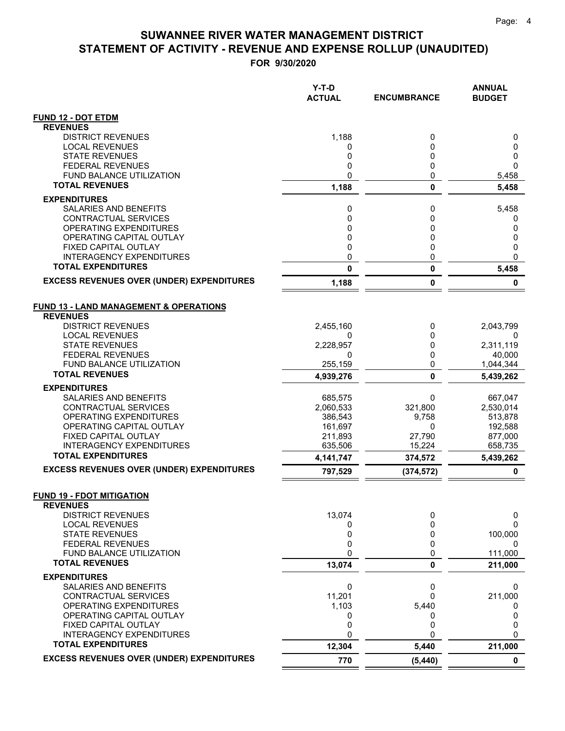# SUWANNEE RIVER WATER MANAGEMENT DISTRICT
## STATEMENT OF ACTIVITY - REVENUE AND EXPENSE ROLLUP (UNAUDITED)
### FOR 9/30/2020

| | Y-T-D ACTUAL | ENCUMBRANCE | ANNUAL BUDGET |
|---|---|---|---|
| **FUND 12 - DOT ETDM** | | | |
| **REVENUES** | | | |
| DISTRICT REVENUES | 1,188 | 0 | 0 |
| LOCAL REVENUES | 0 | 0 | 0 |
| STATE REVENUES | 0 | 0 | 0 |
| FEDERAL REVENUES | 0 | 0 | 0 |
| FUND BALANCE UTILIZATION | 0 | 0 | 5,458 |
| **TOTAL REVENUES** | **1,188** | **0** | **5,458** |
| **EXPENDITURES** | | | |
| SALARIES AND BENEFITS | 0 | 0 | 5,458 |
| CONTRACTUAL SERVICES | 0 | 0 | 0 |
| OPERATING EXPENDITURES | 0 | 0 | 0 |
| OPERATING CAPITAL OUTLAY | 0 | 0 | 0 |
| FIXED CAPITAL OUTLAY | 0 | 0 | 0 |
| INTERAGENCY EXPENDITURES | 0 | 0 | 0 |
| **TOTAL EXPENDITURES** | **0** | **0** | **5,458** |
| **EXCESS REVENUES OVER (UNDER) EXPENDITURES** | **1,188** | **0** | **0** |
| **FUND 13 - LAND MANAGEMENT & OPERATIONS** | | | |
| **REVENUES** | | | |
| DISTRICT REVENUES | 2,455,160 | 0 | 2,043,799 |
| LOCAL REVENUES | 0 | 0 | 0 |
| STATE REVENUES | 2,228,957 | 0 | 2,311,119 |
| FEDERAL REVENUES | 0 | 0 | 40,000 |
| FUND BALANCE UTILIZATION | 255,159 | 0 | 1,044,344 |
| **TOTAL REVENUES** | **4,939,276** | **0** | **5,439,262** |
| **EXPENDITURES** | | | |
| SALARIES AND BENEFITS | 685,575 | 0 | 667,047 |
| CONTRACTUAL SERVICES | 2,060,533 | 321,800 | 2,530,014 |
| OPERATING EXPENDITURES | 386,543 | 9,758 | 513,878 |
| OPERATING CAPITAL OUTLAY | 161,697 | 0 | 192,588 |
| FIXED CAPITAL OUTLAY | 211,893 | 27,790 | 877,000 |
| INTERAGENCY EXPENDITURES | 635,506 | 15,224 | 658,735 |
| **TOTAL EXPENDITURES** | **4,141,747** | **374,572** | **5,439,262** |
| **EXCESS REVENUES OVER (UNDER) EXPENDITURES** | **797,529** | **(374,572)** | **0** |
| **FUND 19 - FDOT MITIGATION** | | | |
| **REVENUES** | | | |
| DISTRICT REVENUES | 13,074 | 0 | 0 |
| LOCAL REVENUES | 0 | 0 | 0 |
| STATE REVENUES | 0 | 0 | 100,000 |
| FEDERAL REVENUES | 0 | 0 | 0 |
| FUND BALANCE UTILIZATION | 0 | 0 | 111,000 |
| **TOTAL REVENUES** | **13,074** | **0** | **211,000** |
| **EXPENDITURES** | | | |
| SALARIES AND BENEFITS | 0 | 0 | 0 |
| CONTRACTUAL SERVICES | 11,201 | 0 | 211,000 |
| OPERATING EXPENDITURES | 1,103 | 5,440 | 0 |
| OPERATING CAPITAL OUTLAY | 0 | 0 | 0 |
| FIXED CAPITAL OUTLAY | 0 | 0 | 0 |
| INTERAGENCY EXPENDITURES | 0 | 0 | 0 |
| **TOTAL EXPENDITURES** | **12,304** | **5,440** | **211,000** |
| **EXCESS REVENUES OVER (UNDER) EXPENDITURES** | **770** | **(5,440)** | **0** |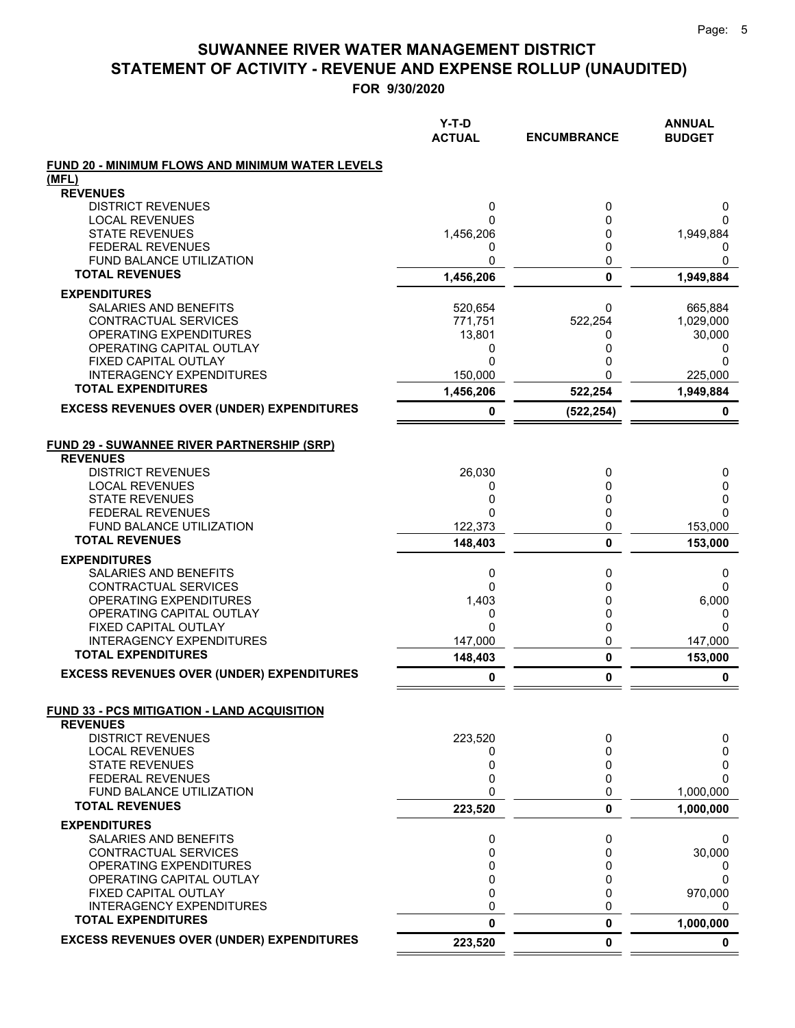# SUWANNEE RIVER WATER MANAGEMENT DISTRICT
## STATEMENT OF ACTIVITY - REVENUE AND EXPENSE ROLLUP (UNAUDITED)
### FOR 9/30/2020

| | Y-T-D ACTUAL | ENCUMBRANCE | ANNUAL BUDGET |
|---|---|---|---|
| **FUND 20 - MINIMUM FLOWS AND MINIMUM WATER LEVELS (MFL)** | | | |
| **REVENUES** | | | |
| DISTRICT REVENUES | 0 | 0 | 0 |
| LOCAL REVENUES | 0 | 0 | 0 |
| STATE REVENUES | 1,456,206 | 0 | 1,949,884 |
| FEDERAL REVENUES | 0 | 0 | 0 |
| FUND BALANCE UTILIZATION | 0 | 0 | 0 |
| **TOTAL REVENUES** | **1,456,206** | **0** | **1,949,884** |
| **EXPENDITURES** | | | |
| SALARIES AND BENEFITS | 520,654 | 0 | 665,884 |
| CONTRACTUAL SERVICES | 771,751 | 522,254 | 1,029,000 |
| OPERATING EXPENDITURES | 13,801 | 0 | 30,000 |
| OPERATING CAPITAL OUTLAY | 0 | 0 | 0 |
| FIXED CAPITAL OUTLAY | 0 | 0 | 0 |
| INTERAGENCY EXPENDITURES | 150,000 | 0 | 225,000 |
| **TOTAL EXPENDITURES** | **1,456,206** | **522,254** | **1,949,884** |
| **EXCESS REVENUES OVER (UNDER) EXPENDITURES** | **0** | **(522,254)** | **0** |
| **FUND 29 - SUWANNEE RIVER PARTNERSHIP (SRP)** | | | |
| **REVENUES** | | | |
| DISTRICT REVENUES | 26,030 | 0 | 0 |
| LOCAL REVENUES | 0 | 0 | 0 |
| STATE REVENUES | 0 | 0 | 0 |
| FEDERAL REVENUES | 0 | 0 | 0 |
| FUND BALANCE UTILIZATION | 122,373 | 0 | 153,000 |
| **TOTAL REVENUES** | **148,403** | **0** | **153,000** |
| **EXPENDITURES** | | | |
| SALARIES AND BENEFITS | 0 | 0 | 0 |
| CONTRACTUAL SERVICES | 0 | 0 | 0 |
| OPERATING EXPENDITURES | 1,403 | 0 | 6,000 |
| OPERATING CAPITAL OUTLAY | 0 | 0 | 0 |
| FIXED CAPITAL OUTLAY | 0 | 0 | 0 |
| INTERAGENCY EXPENDITURES | 147,000 | 0 | 147,000 |
| **TOTAL EXPENDITURES** | **148,403** | **0** | **153,000** |
| **EXCESS REVENUES OVER (UNDER) EXPENDITURES** | **0** | **0** | **0** |
| **FUND 33 - PCS MITIGATION - LAND ACQUISITION** | | | |
| **REVENUES** | | | |
| DISTRICT REVENUES | 223,520 | 0 | 0 |
| LOCAL REVENUES | 0 | 0 | 0 |
| STATE REVENUES | 0 | 0 | 0 |
| FEDERAL REVENUES | 0 | 0 | 0 |
| FUND BALANCE UTILIZATION | 0 | 0 | 1,000,000 |
| **TOTAL REVENUES** | **223,520** | **0** | **1,000,000** |
| **EXPENDITURES** | | | |
| SALARIES AND BENEFITS | 0 | 0 | 0 |
| CONTRACTUAL SERVICES | 0 | 0 | 30,000 |
| OPERATING EXPENDITURES | 0 | 0 | 0 |
| OPERATING CAPITAL OUTLAY | 0 | 0 | 0 |
| FIXED CAPITAL OUTLAY | 0 | 0 | 970,000 |
| INTERAGENCY EXPENDITURES | 0 | 0 | 0 |
| **TOTAL EXPENDITURES** | **0** | **0** | **1,000,000** |
| **EXCESS REVENUES OVER (UNDER) EXPENDITURES** | **223,520** | **0** | **0** |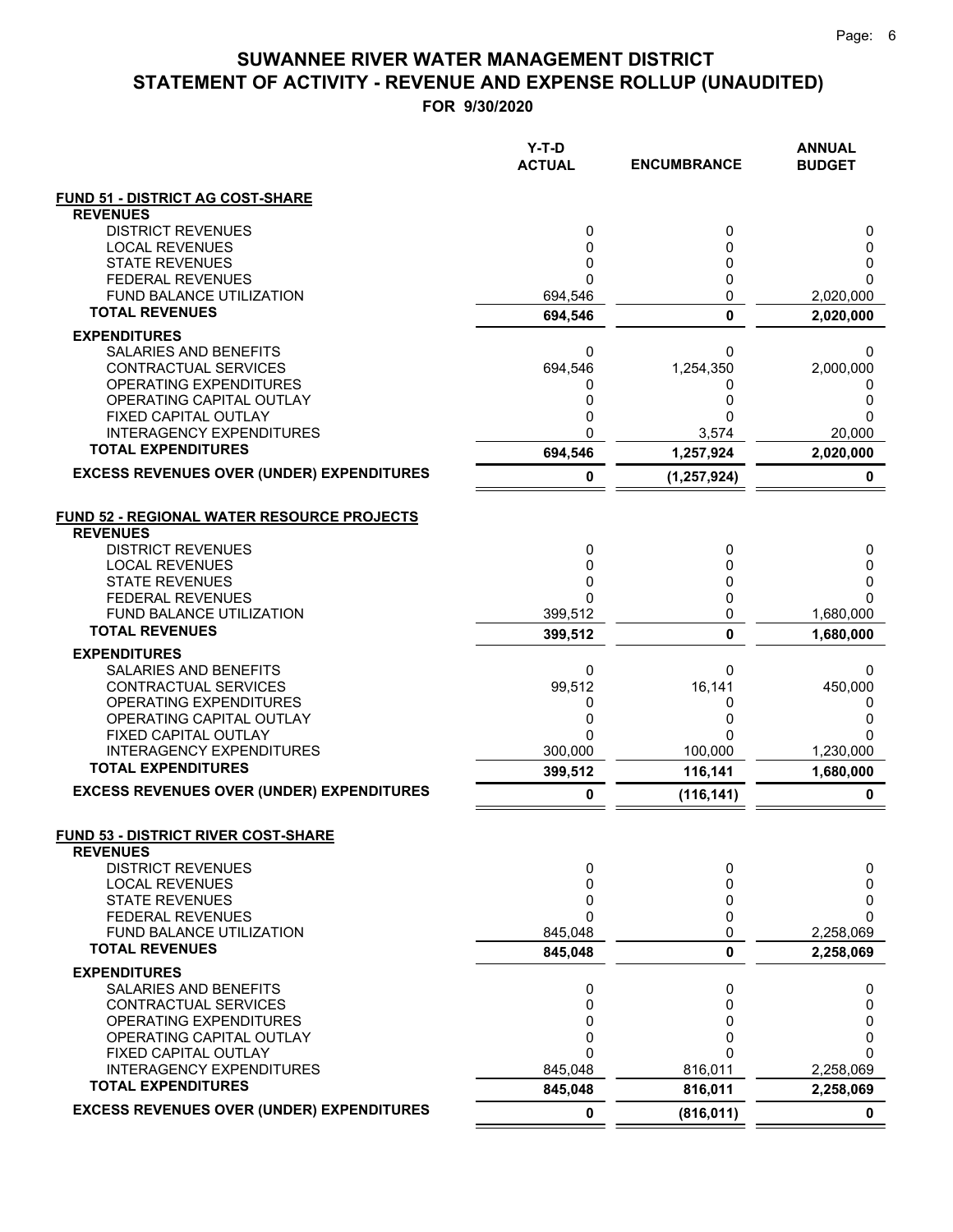# SUWANNEE RIVER WATER MANAGEMENT DISTRICT
# STATEMENT OF ACTIVITY - REVENUE AND EXPENSE ROLLUP (UNAUDITED)
## FOR 9/30/2020

| | Y-T-D ACTUAL | ENCUMBRANCE | ANNUAL BUDGET |
|---|---|---|---|
| **FUND 51 - DISTRICT AG COST-SHARE** | | | |
| **REVENUES** | | | |
| DISTRICT REVENUES | 0 | 0 | 0 |
| LOCAL REVENUES | 0 | 0 | 0 |
| STATE REVENUES | 0 | 0 | 0 |
| FEDERAL REVENUES | 0 | 0 | 0 |
| FUND BALANCE UTILIZATION | 694,546 | 0 | 2,020,000 |
| **TOTAL REVENUES** | **694,546** | **0** | **2,020,000** |
| **EXPENDITURES** | | | |
| SALARIES AND BENEFITS | 0 | 0 | 0 |
| CONTRACTUAL SERVICES | 694,546 | 1,254,350 | 2,000,000 |
| OPERATING EXPENDITURES | 0 | 0 | 0 |
| OPERATING CAPITAL OUTLAY | 0 | 0 | 0 |
| FIXED CAPITAL OUTLAY | 0 | 0 | 0 |
| INTERAGENCY EXPENDITURES | 0 | 3,574 | 20,000 |
| **TOTAL EXPENDITURES** | **694,546** | **1,257,924** | **2,020,000** |
| **EXCESS REVENUES OVER (UNDER) EXPENDITURES** | **0** | **(1,257,924)** | **0** |
| **FUND 52 - REGIONAL WATER RESOURCE PROJECTS** | | | |
| **REVENUES** | | | |
| DISTRICT REVENUES | 0 | 0 | 0 |
| LOCAL REVENUES | 0 | 0 | 0 |
| STATE REVENUES | 0 | 0 | 0 |
| FEDERAL REVENUES | 0 | 0 | 0 |
| FUND BALANCE UTILIZATION | 399,512 | 0 | 1,680,000 |
| **TOTAL REVENUES** | **399,512** | **0** | **1,680,000** |
| **EXPENDITURES** | | | |
| SALARIES AND BENEFITS | 0 | 0 | 0 |
| CONTRACTUAL SERVICES | 99,512 | 16,141 | 450,000 |
| OPERATING EXPENDITURES | 0 | 0 | 0 |
| OPERATING CAPITAL OUTLAY | 0 | 0 | 0 |
| FIXED CAPITAL OUTLAY | 0 | 0 | 0 |
| INTERAGENCY EXPENDITURES | 300,000 | 100,000 | 1,230,000 |
| **TOTAL EXPENDITURES** | **399,512** | **116,141** | **1,680,000** |
| **EXCESS REVENUES OVER (UNDER) EXPENDITURES** | **0** | **(116,141)** | **0** |
| **FUND 53 - DISTRICT RIVER COST-SHARE** | | | |
| **REVENUES** | | | |
| DISTRICT REVENUES | 0 | 0 | 0 |
| LOCAL REVENUES | 0 | 0 | 0 |
| STATE REVENUES | 0 | 0 | 0 |
| FEDERAL REVENUES | 0 | 0 | 0 |
| FUND BALANCE UTILIZATION | 845,048 | 0 | 2,258,069 |
| **TOTAL REVENUES** | **845,048** | **0** | **2,258,069** |
| **EXPENDITURES** | | | |
| SALARIES AND BENEFITS | 0 | 0 | 0 |
| CONTRACTUAL SERVICES | 0 | 0 | 0 |
| OPERATING EXPENDITURES | 0 | 0 | 0 |
| OPERATING CAPITAL OUTLAY | 0 | 0 | 0 |
| FIXED CAPITAL OUTLAY | 0 | 0 | 0 |
| INTERAGENCY EXPENDITURES | 845,048 | 816,011 | 2,258,069 |
| **TOTAL EXPENDITURES** | **845,048** | **816,011** | **2,258,069** |
| **EXCESS REVENUES OVER (UNDER) EXPENDITURES** | **0** | **(816,011)** | **0** |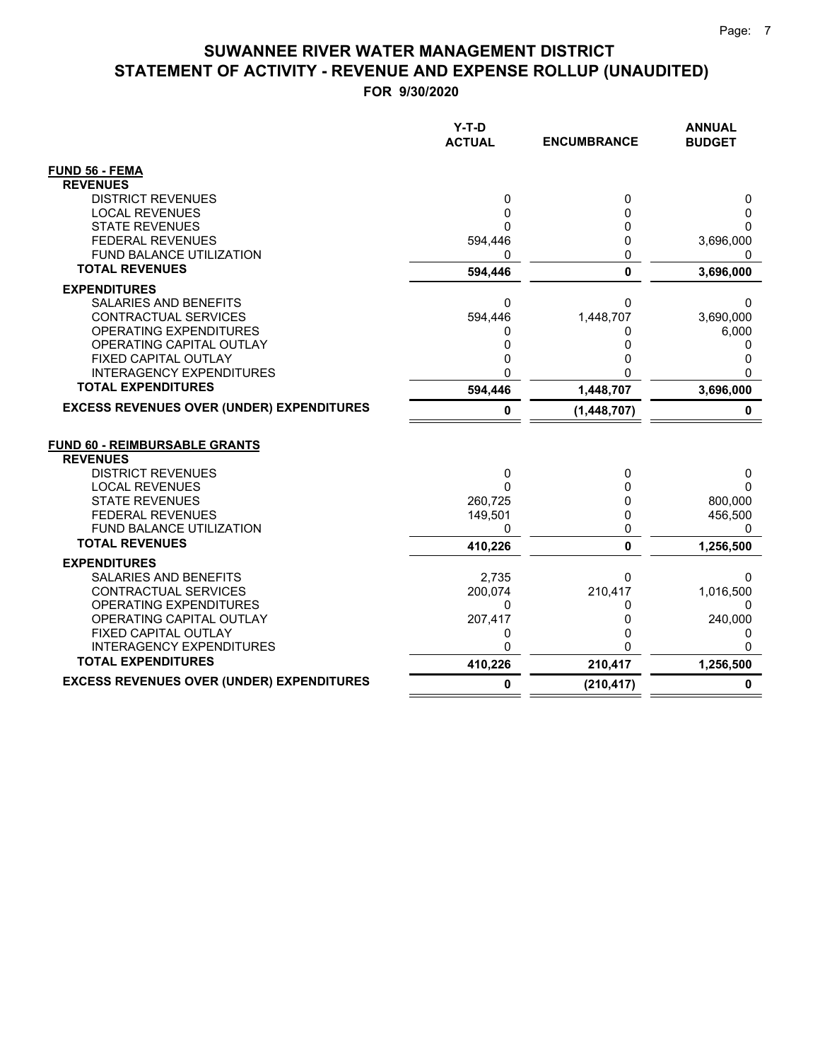# SUWANNEE RIVER WATER MANAGEMENT DISTRICT
# STATEMENT OF ACTIVITY - REVENUE AND EXPENSE ROLLUP (UNAUDITED)
## FOR 9/30/2020

| | Y-T-D ACTUAL | ENCUMBRANCE | ANNUAL BUDGET |
|---|---|---|---|
| **FUND 56 - FEMA** | | | |
| **REVENUES** | | | |
| DISTRICT REVENUES | 0 | 0 | 0 |
| LOCAL REVENUES | 0 | 0 | 0 |
| STATE REVENUES | 0 | 0 | 0 |
| FEDERAL REVENUES | 594,446 | 0 | 3,696,000 |
| FUND BALANCE UTILIZATION | 0 | 0 | 0 |
| **TOTAL REVENUES** | **594,446** | **0** | **3,696,000** |
| **EXPENDITURES** | | | |
| SALARIES AND BENEFITS | 0 | 0 | 0 |
| CONTRACTUAL SERVICES | 594,446 | 1,448,707 | 3,690,000 |
| OPERATING EXPENDITURES | 0 | 0 | 6,000 |
| OPERATING CAPITAL OUTLAY | 0 | 0 | 0 |
| FIXED CAPITAL OUTLAY | 0 | 0 | 0 |
| INTERAGENCY EXPENDITURES | 0 | 0 | 0 |
| **TOTAL EXPENDITURES** | **594,446** | **1,448,707** | **3,696,000** |
| **EXCESS REVENUES OVER (UNDER) EXPENDITURES** | **0** | **(1,448,707)** | **0** |
| **FUND 60 - REIMBURSABLE GRANTS** | | | |
| **REVENUES** | | | |
| DISTRICT REVENUES | 0 | 0 | 0 |
| LOCAL REVENUES | 0 | 0 | 0 |
| STATE REVENUES | 260,725 | 0 | 800,000 |
| FEDERAL REVENUES | 149,501 | 0 | 456,500 |
| FUND BALANCE UTILIZATION | 0 | 0 | 0 |
| **TOTAL REVENUES** | **410,226** | **0** | **1,256,500** |
| **EXPENDITURES** | | | |
| SALARIES AND BENEFITS | 2,735 | 0 | 0 |
| CONTRACTUAL SERVICES | 200,074 | 210,417 | 1,016,500 |
| OPERATING EXPENDITURES | 0 | 0 | 0 |
| OPERATING CAPITAL OUTLAY | 207,417 | 0 | 240,000 |
| FIXED CAPITAL OUTLAY | 0 | 0 | 0 |
| INTERAGENCY EXPENDITURES | 0 | 0 | 0 |
| **TOTAL EXPENDITURES** | **410,226** | **210,417** | **1,256,500** |
| **EXCESS REVENUES OVER (UNDER) EXPENDITURES** | **0** | **(210,417)** | **0** |